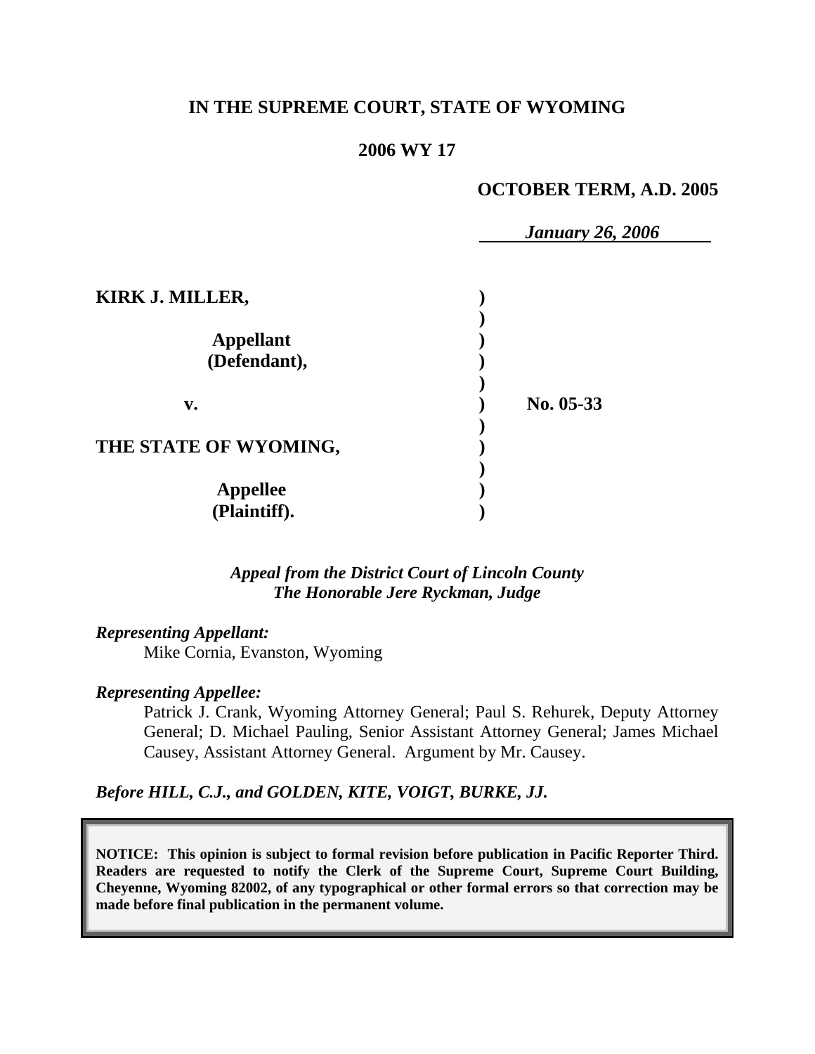**IN THE SUPREME COURT, STATE OF WYOMING**

**2006 WY 17**

**OCTOBER TERM, A.D. 2005**

***January 26, 2006***

| | | |
|---|---|---|
| **KIRK J. MILLER,** | ) | |
| | ) | |
| **Appellant** | ) | |
| **(Defendant),** | ) | |
| | ) | |
| **v.** | ) | **No. 05-33** |
| | ) | |
| **THE STATE OF WYOMING,** | ) | |
| | ) | |
| **Appellee** | ) | |
| **(Plaintiff).** | ) | |

***Appeal from the District Court of Lincoln County***
***The Honorable Jere Ryckman, Judge***

***Representing Appellant:***

Mike Cornia, Evanston, Wyoming

***Representing Appellee:***

Patrick J. Crank, Wyoming Attorney General; Paul S. Rehurek, Deputy Attorney General; D. Michael Pauling, Senior Assistant Attorney General; James Michael Causey, Assistant Attorney General. Argument by Mr. Causey.

***Before HILL, C.J., and GOLDEN, KITE, VOIGT, BURKE, JJ.***

**NOTICE: This opinion is subject to formal revision before publication in Pacific Reporter Third. Readers are requested to notify the Clerk of the Supreme Court, Supreme Court Building, Cheyenne, Wyoming 82002, of any typographical or other formal errors so that correction may be made before final publication in the permanent volume.**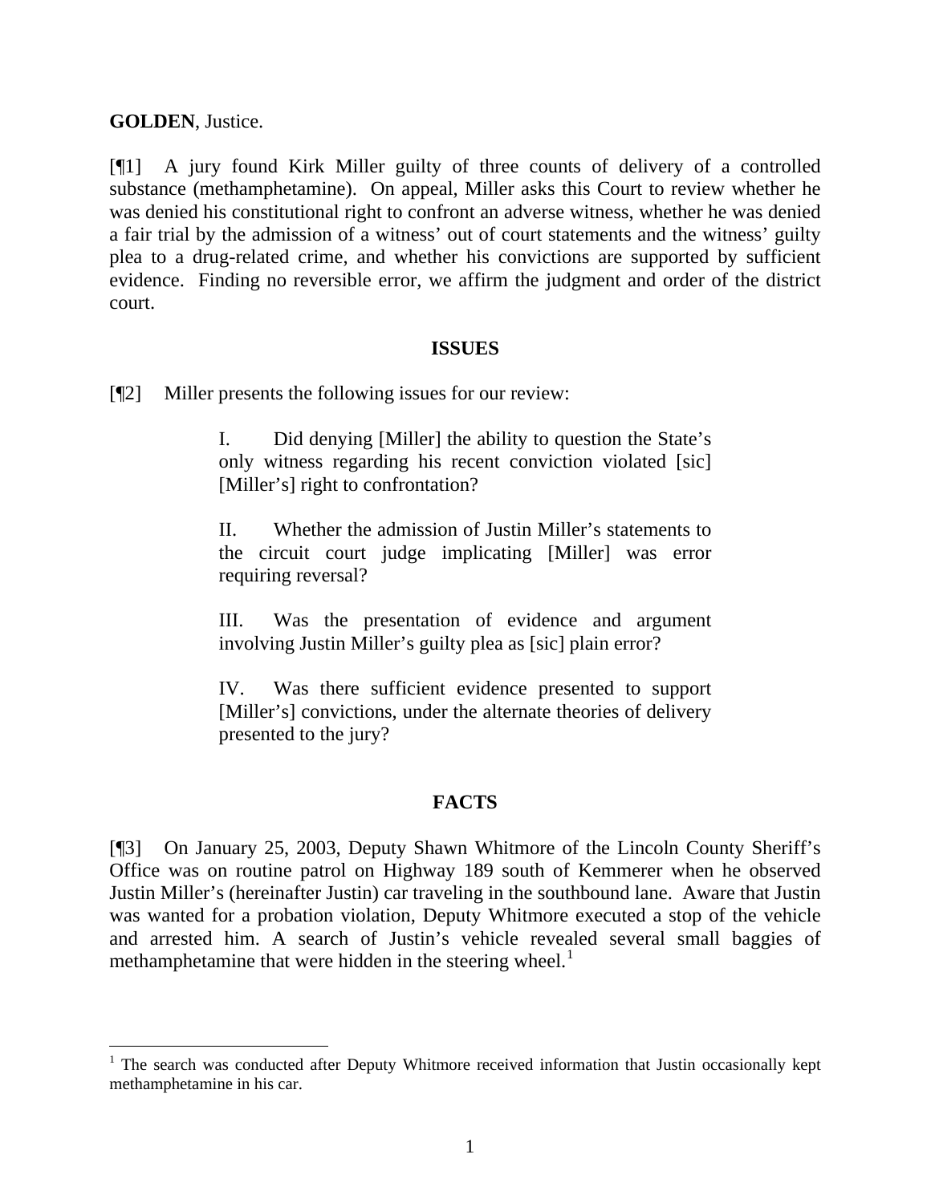**GOLDEN**, Justice.

[¶1] A jury found Kirk Miller guilty of three counts of delivery of a controlled substance (methamphetamine). On appeal, Miller asks this Court to review whether he was denied his constitutional right to confront an adverse witness, whether he was denied a fair trial by the admission of a witness' out of court statements and the witness' guilty plea to a drug-related crime, and whether his convictions are supported by sufficient evidence. Finding no reversible error, we affirm the judgment and order of the district court.

## ISSUES

[¶2] Miller presents the following issues for our review:

> I. Did denying [Miller] the ability to question the State's only witness regarding his recent conviction violated [sic] [Miller's] right to confrontation?
>
> II. Whether the admission of Justin Miller's statements to the circuit court judge implicating [Miller] was error requiring reversal?
>
> III. Was the presentation of evidence and argument involving Justin Miller's guilty plea as [sic] plain error?
>
> IV. Was there sufficient evidence presented to support [Miller's] convictions, under the alternate theories of delivery presented to the jury?

## FACTS

[¶3] On January 25, 2003, Deputy Shawn Whitmore of the Lincoln County Sheriff's Office was on routine patrol on Highway 189 south of Kemmerer when he observed Justin Miller's (hereinafter Justin) car traveling in the southbound lane. Aware that Justin was wanted for a probation violation, Deputy Whitmore executed a stop of the vehicle and arrested him. A search of Justin's vehicle revealed several small baggies of methamphetamine that were hidden in the steering wheel.[1]

---

[1] The search was conducted after Deputy Whitmore received information that Justin occasionally kept methamphetamine in his car.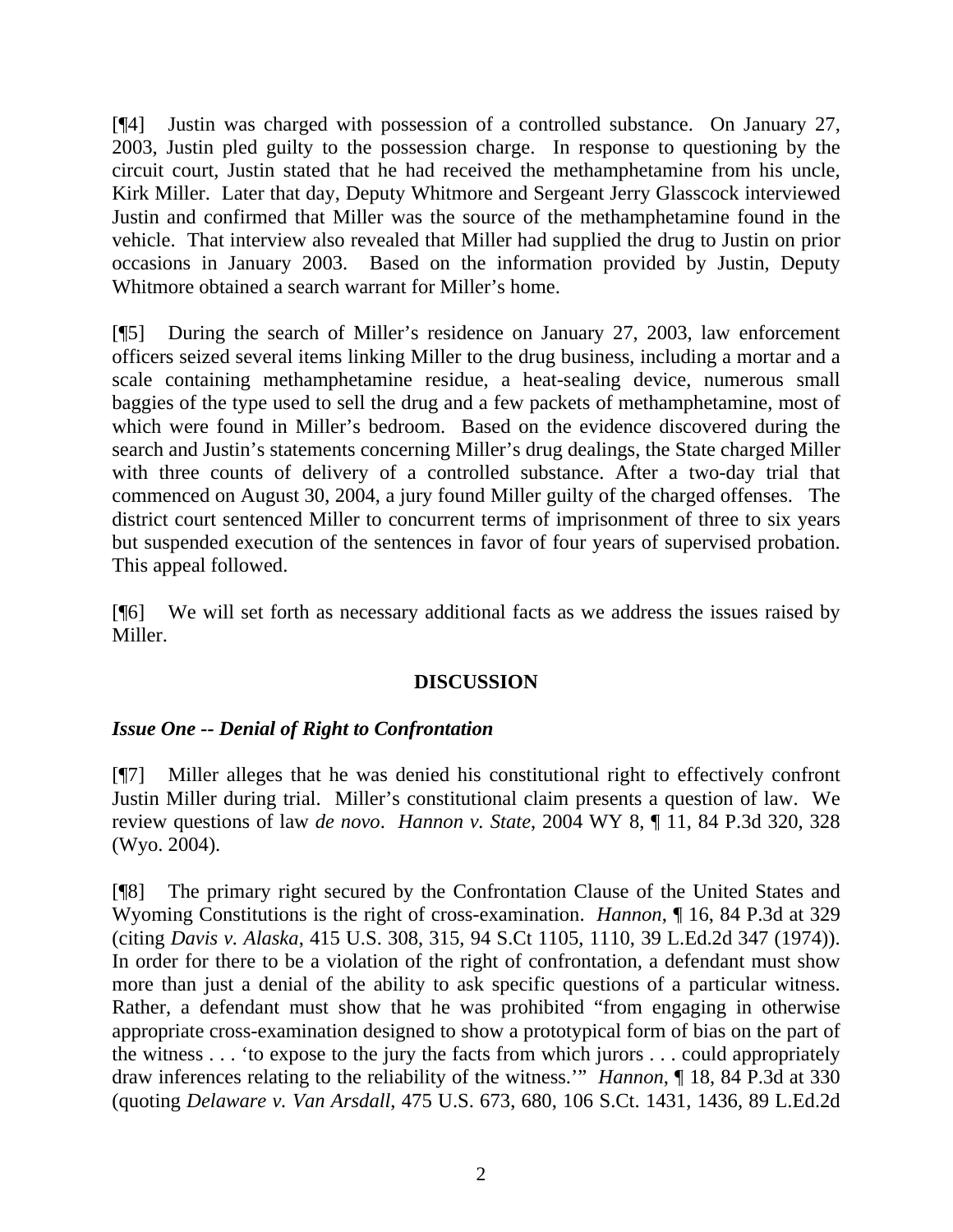[¶4] Justin was charged with possession of a controlled substance. On January 27, 2003, Justin pled guilty to the possession charge. In response to questioning by the circuit court, Justin stated that he had received the methamphetamine from his uncle, Kirk Miller. Later that day, Deputy Whitmore and Sergeant Jerry Glasscock interviewed Justin and confirmed that Miller was the source of the methamphetamine found in the vehicle. That interview also revealed that Miller had supplied the drug to Justin on prior occasions in January 2003. Based on the information provided by Justin, Deputy Whitmore obtained a search warrant for Miller's home.

[¶5] During the search of Miller's residence on January 27, 2003, law enforcement officers seized several items linking Miller to the drug business, including a mortar and a scale containing methamphetamine residue, a heat-sealing device, numerous small baggies of the type used to sell the drug and a few packets of methamphetamine, most of which were found in Miller's bedroom. Based on the evidence discovered during the search and Justin's statements concerning Miller's drug dealings, the State charged Miller with three counts of delivery of a controlled substance. After a two-day trial that commenced on August 30, 2004, a jury found Miller guilty of the charged offenses. The district court sentenced Miller to concurrent terms of imprisonment of three to six years but suspended execution of the sentences in favor of four years of supervised probation. This appeal followed.

[¶6] We will set forth as necessary additional facts as we address the issues raised by Miller.

## DISCUSSION

### *Issue One -- Denial of Right to Confrontation*

[¶7] Miller alleges that he was denied his constitutional right to effectively confront Justin Miller during trial. Miller's constitutional claim presents a question of law. We review questions of law *de novo*. *Hannon v. State*, 2004 WY 8, ¶ 11, 84 P.3d 320, 328 (Wyo. 2004).

[¶8] The primary right secured by the Confrontation Clause of the United States and Wyoming Constitutions is the right of cross-examination. *Hannon*, ¶ 16, 84 P.3d at 329 (citing *Davis v. Alaska*, 415 U.S. 308, 315, 94 S.Ct 1105, 1110, 39 L.Ed.2d 347 (1974)). In order for there to be a violation of the right of confrontation, a defendant must show more than just a denial of the ability to ask specific questions of a particular witness. Rather, a defendant must show that he was prohibited "from engaging in otherwise appropriate cross-examination designed to show a prototypical form of bias on the part of the witness . . . 'to expose to the jury the facts from which jurors . . . could appropriately draw inferences relating to the reliability of the witness.'" *Hannon*, ¶ 18, 84 P.3d at 330 (quoting *Delaware v. Van Arsdall*, 475 U.S. 673, 680, 106 S.Ct. 1431, 1436, 89 L.Ed.2d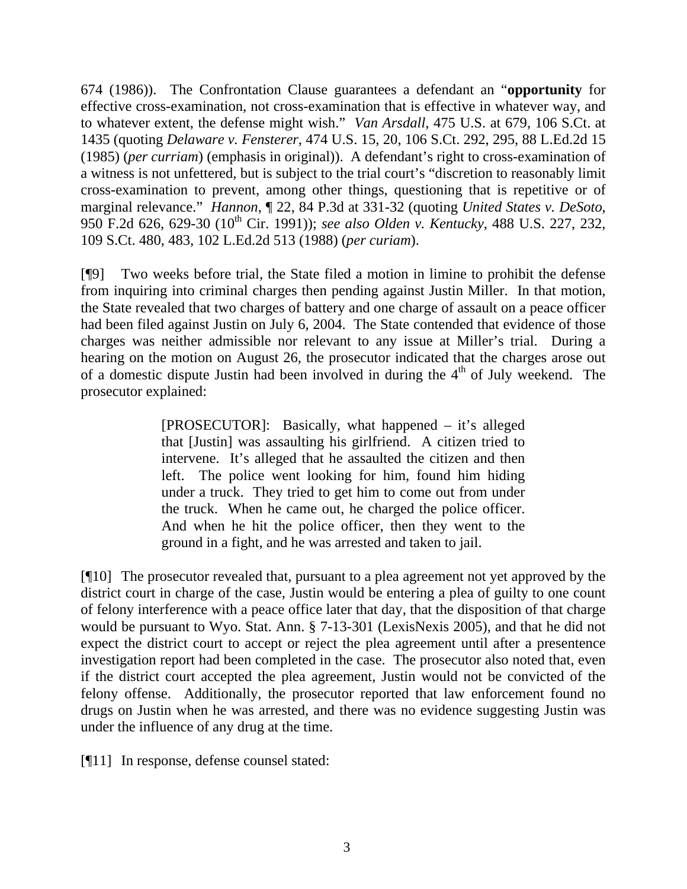674 (1986)). The Confrontation Clause guarantees a defendant an "**opportunity** for effective cross-examination, not cross-examination that is effective in whatever way, and to whatever extent, the defense might wish." *Van Arsdall*, 475 U.S. at 679, 106 S.Ct. at 1435 (quoting *Delaware v. Fensterer*, 474 U.S. 15, 20, 106 S.Ct. 292, 295, 88 L.Ed.2d 15 (1985) (*per curriam*) (emphasis in original)). A defendant's right to cross-examination of a witness is not unfettered, but is subject to the trial court's "discretion to reasonably limit cross-examination to prevent, among other things, questioning that is repetitive or of marginal relevance." *Hannon*, ¶ 22, 84 P.3d at 331-32 (quoting *United States v. DeSoto*, 950 F.2d 626, 629-30 (10th Cir. 1991)); *see also Olden v. Kentucky*, 488 U.S. 227, 232, 109 S.Ct. 480, 483, 102 L.Ed.2d 513 (1988) (*per curiam*).

[¶9] Two weeks before trial, the State filed a motion in limine to prohibit the defense from inquiring into criminal charges then pending against Justin Miller. In that motion, the State revealed that two charges of battery and one charge of assault on a peace officer had been filed against Justin on July 6, 2004. The State contended that evidence of those charges was neither admissible nor relevant to any issue at Miller's trial. During a hearing on the motion on August 26, the prosecutor indicated that the charges arose out of a domestic dispute Justin had been involved in during the 4th of July weekend. The prosecutor explained:

> [PROSECUTOR]: Basically, what happened – it's alleged that [Justin] was assaulting his girlfriend. A citizen tried to intervene. It's alleged that he assaulted the citizen and then left. The police went looking for him, found him hiding under a truck. They tried to get him to come out from under the truck. When he came out, he charged the police officer. And when he hit the police officer, then they went to the ground in a fight, and he was arrested and taken to jail.

[¶10] The prosecutor revealed that, pursuant to a plea agreement not yet approved by the district court in charge of the case, Justin would be entering a plea of guilty to one count of felony interference with a peace office later that day, that the disposition of that charge would be pursuant to Wyo. Stat. Ann. § 7-13-301 (LexisNexis 2005), and that he did not expect the district court to accept or reject the plea agreement until after a presentence investigation report had been completed in the case. The prosecutor also noted that, even if the district court accepted the plea agreement, Justin would not be convicted of the felony offense. Additionally, the prosecutor reported that law enforcement found no drugs on Justin when he was arrested, and there was no evidence suggesting Justin was under the influence of any drug at the time.

[¶11] In response, defense counsel stated: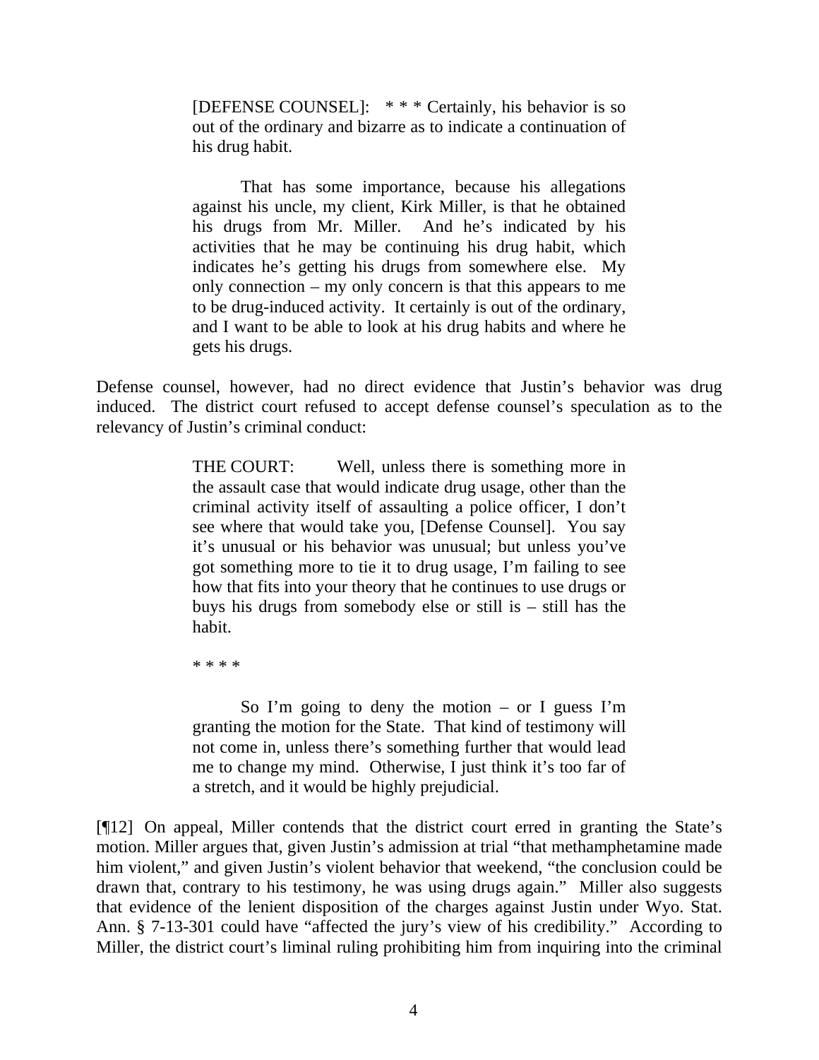> [DEFENSE COUNSEL]: * * * Certainly, his behavior is so out of the ordinary and bizarre as to indicate a continuation of his drug habit.
>
> That has some importance, because his allegations against his uncle, my client, Kirk Miller, is that he obtained his drugs from Mr. Miller. And he's indicated by his activities that he may be continuing his drug habit, which indicates he's getting his drugs from somewhere else. My only connection – my only concern is that this appears to me to be drug-induced activity. It certainly is out of the ordinary, and I want to be able to look at his drug habits and where he gets his drugs.

Defense counsel, however, had no direct evidence that Justin's behavior was drug induced. The district court refused to accept defense counsel's speculation as to the relevancy of Justin's criminal conduct:

> THE COURT: Well, unless there is something more in the assault case that would indicate drug usage, other than the criminal activity itself of assaulting a police officer, I don't see where that would take you, [Defense Counsel]. You say it's unusual or his behavior was unusual; but unless you've got something more to tie it to drug usage, I'm failing to see how that fits into your theory that he continues to use drugs or buys his drugs from somebody else or still is – still has the habit.
>
> * * * *
>
> So I'm going to deny the motion – or I guess I'm granting the motion for the State. That kind of testimony will not come in, unless there's something further that would lead me to change my mind. Otherwise, I just think it's too far of a stretch, and it would be highly prejudicial.

[¶12] On appeal, Miller contends that the district court erred in granting the State's motion. Miller argues that, given Justin's admission at trial "that methamphetamine made him violent," and given Justin's violent behavior that weekend, "the conclusion could be drawn that, contrary to his testimony, he was using drugs again." Miller also suggests that evidence of the lenient disposition of the charges against Justin under Wyo. Stat. Ann. § 7-13-301 could have "affected the jury's view of his credibility." According to Miller, the district court's liminal ruling prohibiting him from inquiring into the criminal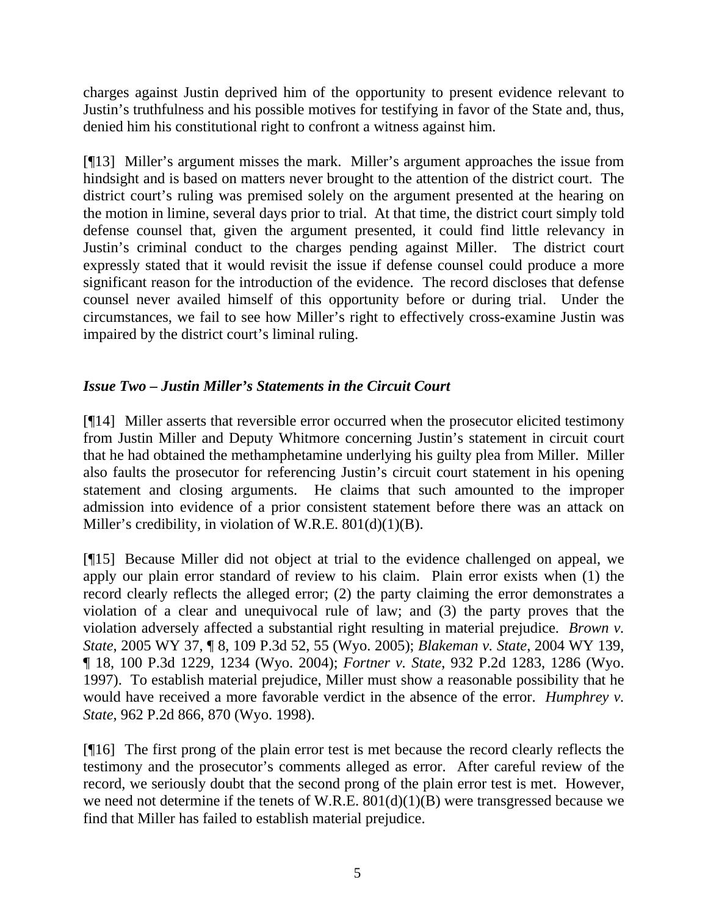charges against Justin deprived him of the opportunity to present evidence relevant to Justin's truthfulness and his possible motives for testifying in favor of the State and, thus, denied him his constitutional right to confront a witness against him.

[¶13] Miller's argument misses the mark. Miller's argument approaches the issue from hindsight and is based on matters never brought to the attention of the district court. The district court's ruling was premised solely on the argument presented at the hearing on the motion in limine, several days prior to trial. At that time, the district court simply told defense counsel that, given the argument presented, it could find little relevancy in Justin's criminal conduct to the charges pending against Miller. The district court expressly stated that it would revisit the issue if defense counsel could produce a more significant reason for the introduction of the evidence. The record discloses that defense counsel never availed himself of this opportunity before or during trial. Under the circumstances, we fail to see how Miller's right to effectively cross-examine Justin was impaired by the district court's liminal ruling.

### *Issue Two – Justin Miller's Statements in the Circuit Court*

[¶14] Miller asserts that reversible error occurred when the prosecutor elicited testimony from Justin Miller and Deputy Whitmore concerning Justin's statement in circuit court that he had obtained the methamphetamine underlying his guilty plea from Miller. Miller also faults the prosecutor for referencing Justin's circuit court statement in his opening statement and closing arguments. He claims that such amounted to the improper admission into evidence of a prior consistent statement before there was an attack on Miller's credibility, in violation of W.R.E. 801(d)(1)(B).

[¶15] Because Miller did not object at trial to the evidence challenged on appeal, we apply our plain error standard of review to his claim. Plain error exists when (1) the record clearly reflects the alleged error; (2) the party claiming the error demonstrates a violation of a clear and unequivocal rule of law; and (3) the party proves that the violation adversely affected a substantial right resulting in material prejudice. *Brown v. State*, 2005 WY 37, ¶ 8, 109 P.3d 52, 55 (Wyo. 2005); *Blakeman v. State*, 2004 WY 139, ¶ 18, 100 P.3d 1229, 1234 (Wyo. 2004); *Fortner v. State*, 932 P.2d 1283, 1286 (Wyo. 1997). To establish material prejudice, Miller must show a reasonable possibility that he would have received a more favorable verdict in the absence of the error. *Humphrey v. State*, 962 P.2d 866, 870 (Wyo. 1998).

[¶16] The first prong of the plain error test is met because the record clearly reflects the testimony and the prosecutor's comments alleged as error. After careful review of the record, we seriously doubt that the second prong of the plain error test is met. However, we need not determine if the tenets of W.R.E. 801(d)(1)(B) were transgressed because we find that Miller has failed to establish material prejudice.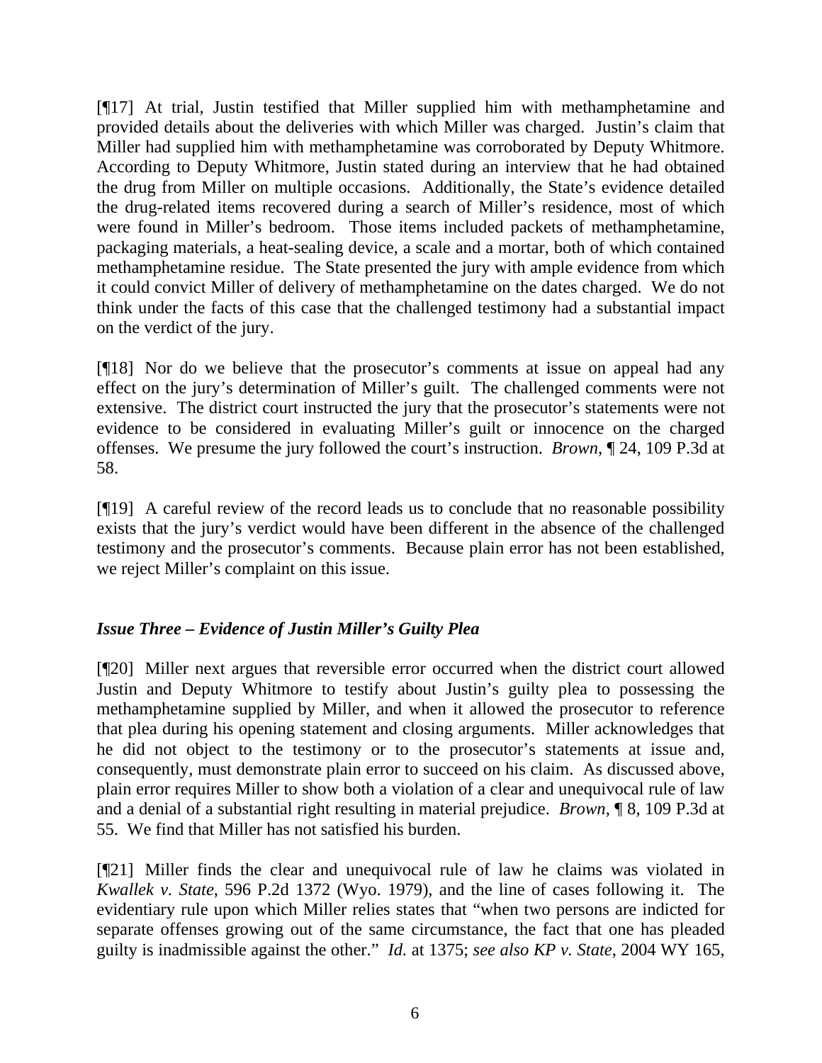[¶17] At trial, Justin testified that Miller supplied him with methamphetamine and provided details about the deliveries with which Miller was charged. Justin's claim that Miller had supplied him with methamphetamine was corroborated by Deputy Whitmore. According to Deputy Whitmore, Justin stated during an interview that he had obtained the drug from Miller on multiple occasions. Additionally, the State's evidence detailed the drug-related items recovered during a search of Miller's residence, most of which were found in Miller's bedroom. Those items included packets of methamphetamine, packaging materials, a heat-sealing device, a scale and a mortar, both of which contained methamphetamine residue. The State presented the jury with ample evidence from which it could convict Miller of delivery of methamphetamine on the dates charged. We do not think under the facts of this case that the challenged testimony had a substantial impact on the verdict of the jury.

[¶18] Nor do we believe that the prosecutor's comments at issue on appeal had any effect on the jury's determination of Miller's guilt. The challenged comments were not extensive. The district court instructed the jury that the prosecutor's statements were not evidence to be considered in evaluating Miller's guilt or innocence on the charged offenses. We presume the jury followed the court's instruction. *Brown*, ¶ 24, 109 P.3d at 58.

[¶19] A careful review of the record leads us to conclude that no reasonable possibility exists that the jury's verdict would have been different in the absence of the challenged testimony and the prosecutor's comments. Because plain error has not been established, we reject Miller's complaint on this issue.

### *Issue Three – Evidence of Justin Miller's Guilty Plea*

[¶20] Miller next argues that reversible error occurred when the district court allowed Justin and Deputy Whitmore to testify about Justin's guilty plea to possessing the methamphetamine supplied by Miller, and when it allowed the prosecutor to reference that plea during his opening statement and closing arguments. Miller acknowledges that he did not object to the testimony or to the prosecutor's statements at issue and, consequently, must demonstrate plain error to succeed on his claim. As discussed above, plain error requires Miller to show both a violation of a clear and unequivocal rule of law and a denial of a substantial right resulting in material prejudice. *Brown*, ¶ 8, 109 P.3d at 55. We find that Miller has not satisfied his burden.

[¶21] Miller finds the clear and unequivocal rule of law he claims was violated in *Kwallek v. State*, 596 P.2d 1372 (Wyo. 1979), and the line of cases following it. The evidentiary rule upon which Miller relies states that "when two persons are indicted for separate offenses growing out of the same circumstance, the fact that one has pleaded guilty is inadmissible against the other." *Id.* at 1375; *see also KP v. State*, 2004 WY 165,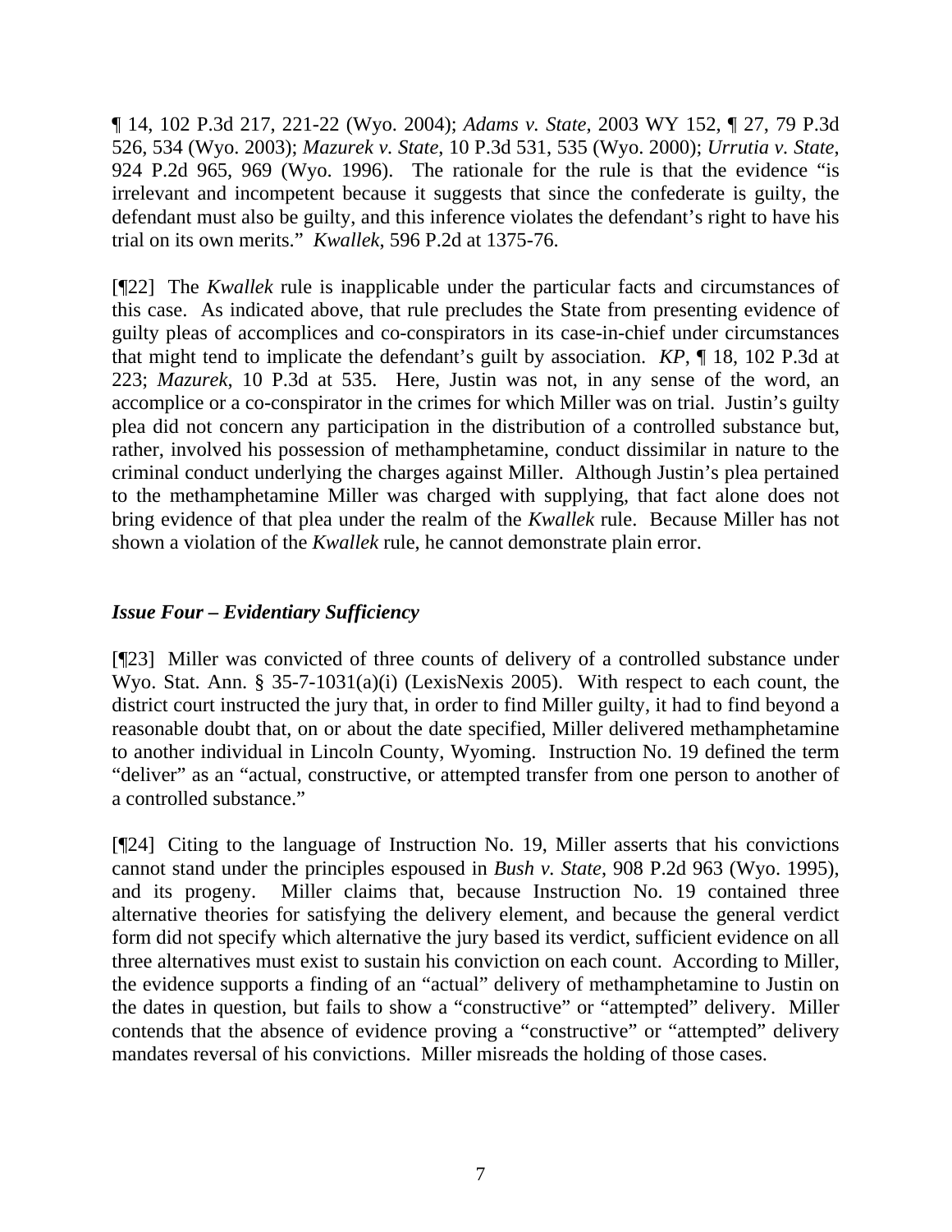¶ 14, 102 P.3d 217, 221-22 (Wyo. 2004); *Adams v. State*, 2003 WY 152, ¶ 27, 79 P.3d 526, 534 (Wyo. 2003); *Mazurek v. State*, 10 P.3d 531, 535 (Wyo. 2000); *Urrutia v. State*, 924 P.2d 965, 969 (Wyo. 1996). The rationale for the rule is that the evidence "is irrelevant and incompetent because it suggests that since the confederate is guilty, the defendant must also be guilty, and this inference violates the defendant's right to have his trial on its own merits." *Kwallek*, 596 P.2d at 1375-76.

[¶22] The *Kwallek* rule is inapplicable under the particular facts and circumstances of this case. As indicated above, that rule precludes the State from presenting evidence of guilty pleas of accomplices and co-conspirators in its case-in-chief under circumstances that might tend to implicate the defendant's guilt by association. *KP*, ¶ 18, 102 P.3d at 223; *Mazurek*, 10 P.3d at 535. Here, Justin was not, in any sense of the word, an accomplice or a co-conspirator in the crimes for which Miller was on trial. Justin's guilty plea did not concern any participation in the distribution of a controlled substance but, rather, involved his possession of methamphetamine, conduct dissimilar in nature to the criminal conduct underlying the charges against Miller. Although Justin's plea pertained to the methamphetamine Miller was charged with supplying, that fact alone does not bring evidence of that plea under the realm of the *Kwallek* rule. Because Miller has not shown a violation of the *Kwallek* rule, he cannot demonstrate plain error.

### *Issue Four – Evidentiary Sufficiency*

[¶23] Miller was convicted of three counts of delivery of a controlled substance under Wyo. Stat. Ann. § 35-7-1031(a)(i) (LexisNexis 2005). With respect to each count, the district court instructed the jury that, in order to find Miller guilty, it had to find beyond a reasonable doubt that, on or about the date specified, Miller delivered methamphetamine to another individual in Lincoln County, Wyoming. Instruction No. 19 defined the term "deliver" as an "actual, constructive, or attempted transfer from one person to another of a controlled substance."

[¶24] Citing to the language of Instruction No. 19, Miller asserts that his convictions cannot stand under the principles espoused in *Bush v. State*, 908 P.2d 963 (Wyo. 1995), and its progeny. Miller claims that, because Instruction No. 19 contained three alternative theories for satisfying the delivery element, and because the general verdict form did not specify which alternative the jury based its verdict, sufficient evidence on all three alternatives must exist to sustain his conviction on each count. According to Miller, the evidence supports a finding of an "actual" delivery of methamphetamine to Justin on the dates in question, but fails to show a "constructive" or "attempted" delivery. Miller contends that the absence of evidence proving a "constructive" or "attempted" delivery mandates reversal of his convictions. Miller misreads the holding of those cases.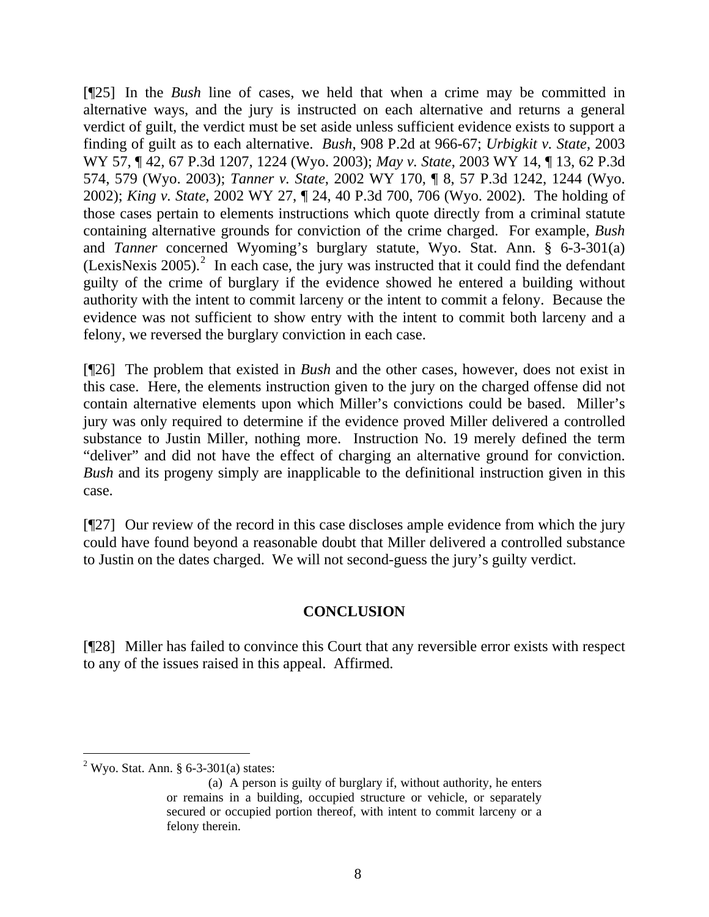[¶25] In the *Bush* line of cases, we held that when a crime may be committed in alternative ways, and the jury is instructed on each alternative and returns a general verdict of guilt, the verdict must be set aside unless sufficient evidence exists to support a finding of guilt as to each alternative. *Bush*, 908 P.2d at 966-67; *Urbigkit v. State*, 2003 WY 57, ¶ 42, 67 P.3d 1207, 1224 (Wyo. 2003); *May v. State*, 2003 WY 14, ¶ 13, 62 P.3d 574, 579 (Wyo. 2003); *Tanner v. State*, 2002 WY 170, ¶ 8, 57 P.3d 1242, 1244 (Wyo. 2002); *King v. State*, 2002 WY 27, ¶ 24, 40 P.3d 700, 706 (Wyo. 2002). The holding of those cases pertain to elements instructions which quote directly from a criminal statute containing alternative grounds for conviction of the crime charged. For example, *Bush* and *Tanner* concerned Wyoming's burglary statute, Wyo. Stat. Ann. § 6-3-301(a) (LexisNexis 2005).[2] In each case, the jury was instructed that it could find the defendant guilty of the crime of burglary if the evidence showed he entered a building without authority with the intent to commit larceny or the intent to commit a felony. Because the evidence was not sufficient to show entry with the intent to commit both larceny and a felony, we reversed the burglary conviction in each case.

[¶26] The problem that existed in *Bush* and the other cases, however, does not exist in this case. Here, the elements instruction given to the jury on the charged offense did not contain alternative elements upon which Miller's convictions could be based. Miller's jury was only required to determine if the evidence proved Miller delivered a controlled substance to Justin Miller, nothing more. Instruction No. 19 merely defined the term "deliver" and did not have the effect of charging an alternative ground for conviction. *Bush* and its progeny simply are inapplicable to the definitional instruction given in this case.

[¶27] Our review of the record in this case discloses ample evidence from which the jury could have found beyond a reasonable doubt that Miller delivered a controlled substance to Justin on the dates charged. We will not second-guess the jury's guilty verdict.

## CONCLUSION

[¶28] Miller has failed to convince this Court that any reversible error exists with respect to any of the issues raised in this appeal. Affirmed.

---

[2] Wyo. Stat. Ann. § 6-3-301(a) states:

> (a) A person is guilty of burglary if, without authority, he enters or remains in a building, occupied structure or vehicle, or separately secured or occupied portion thereof, with intent to commit larceny or a felony therein.